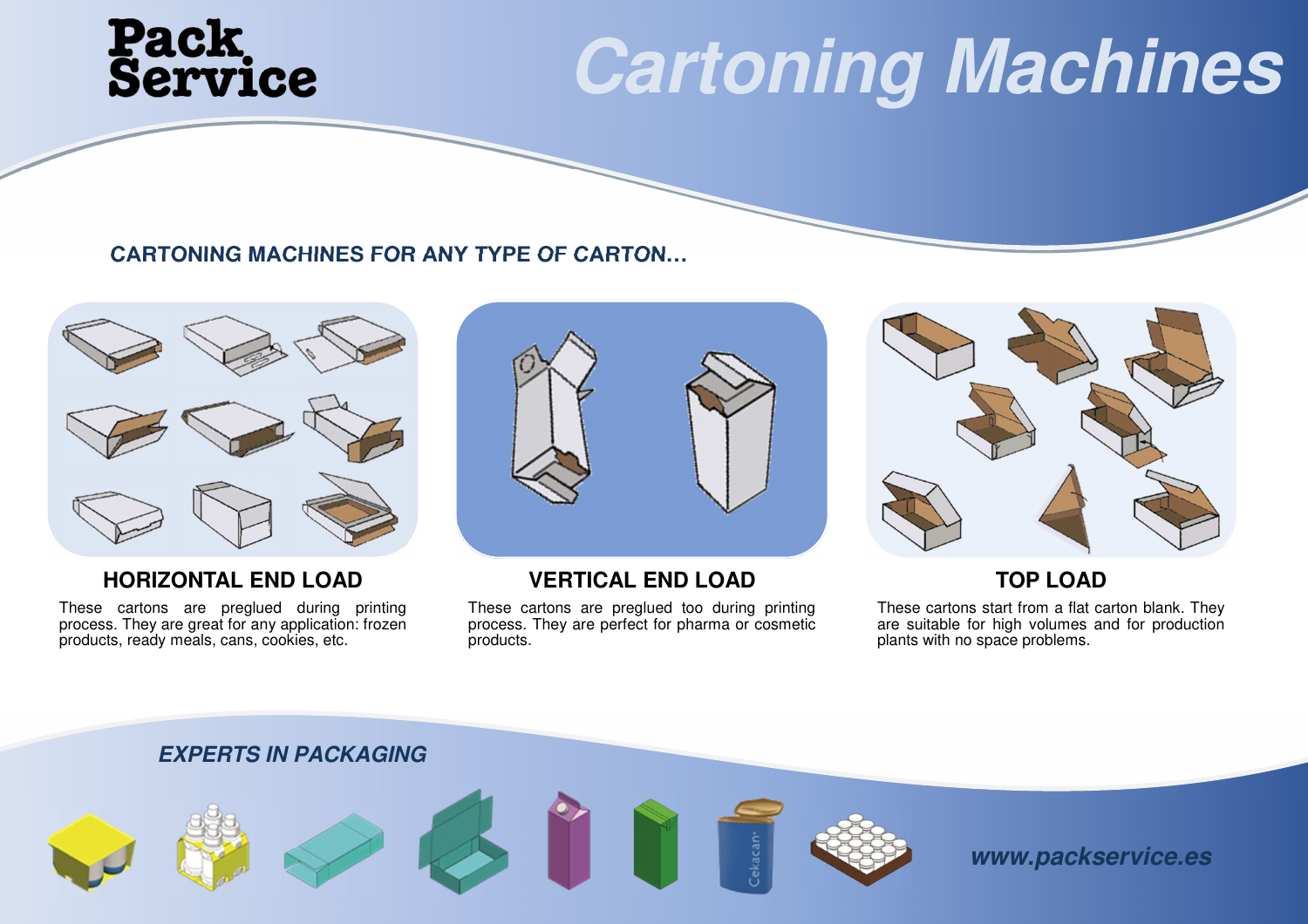# Pack Service

# Cartoning Machines

## CARTONING MACHINES FOR ANY TYPE OF CARTON…

### HORIZONTAL END LOAD

These cartons are preglued during printing process. They are great for any application: frozen products, ready meals, cans, cookies, etc.

### VERTICAL END LOAD

These cartons are preglued too during printing process. They are perfect for pharma or cosmetic products.

### TOP LOAD

These cartons start from a flat carton blank. They are suitable for high volumes and for production plants with no space problems.

***EXPERTS IN PACKAGING***

***www.packservice.es***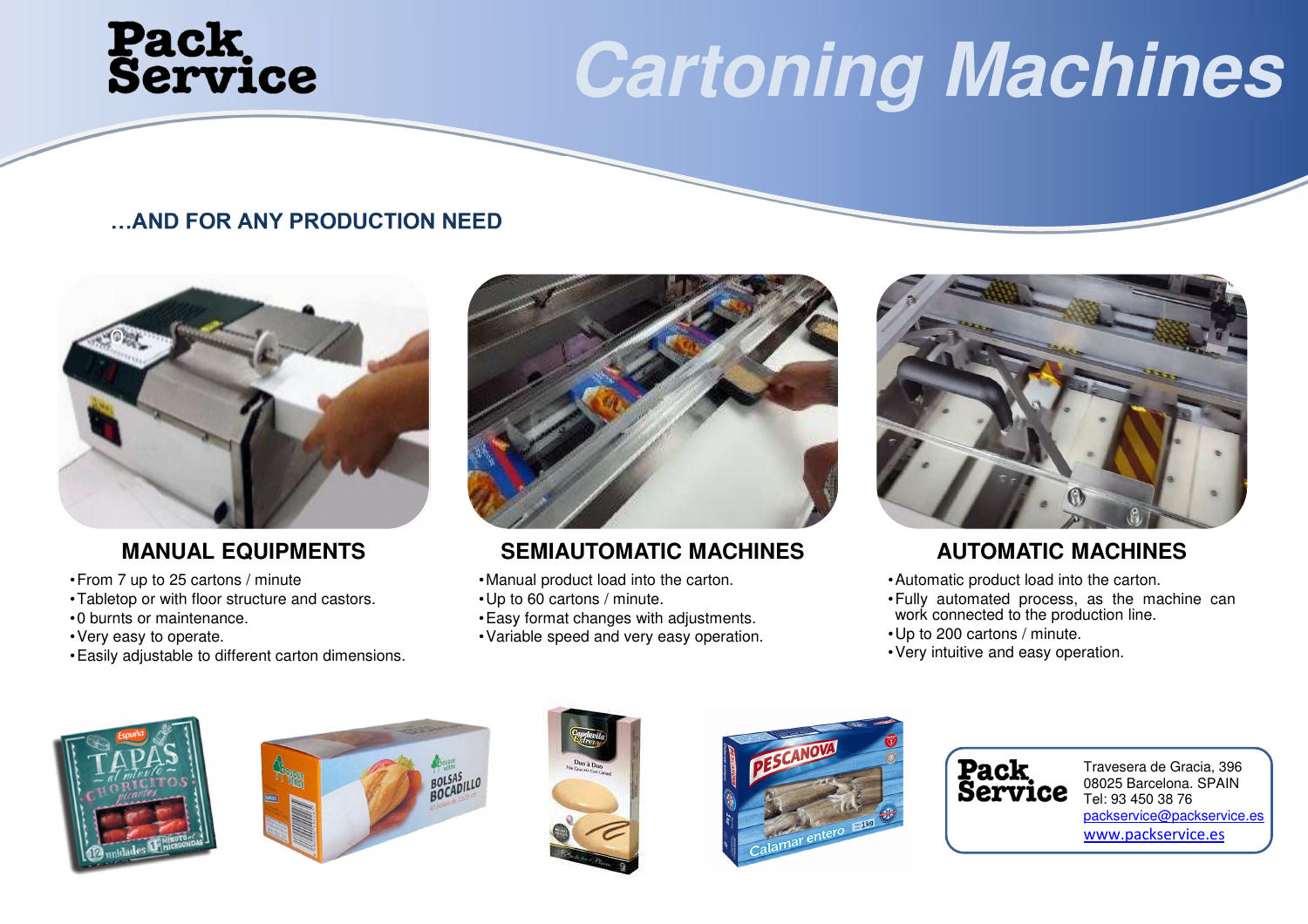# Cartoning Machines

Pack Service

## …AND FOR ANY PRODUCTION NEED

### MANUAL EQUIPMENTS

- From 7 up to 25 cartons / minute
- Tabletop or with floor structure and castors.
- 0 burnts or maintenance.
- Very easy to operate.
- Easily adjustable to different carton dimensions.

### SEMIAUTOMATIC MACHINES

- Manual product load into the carton.
- Up to 60 cartons / minute.
- Easy format changes with adjustments.
- Variable speed and very easy operation.

### AUTOMATIC MACHINES

- Automatic product load into the carton.
- Fully automated process, as the machine can work connected to the production line.
- Up to 200 cartons / minute.
- Very intuitive and easy operation.

Pack Service

Travesera de Gracia, 396
08025 Barcelona. SPAIN
Tel: 93 450 38 76
packservice@packservice.es
www.packservice.es